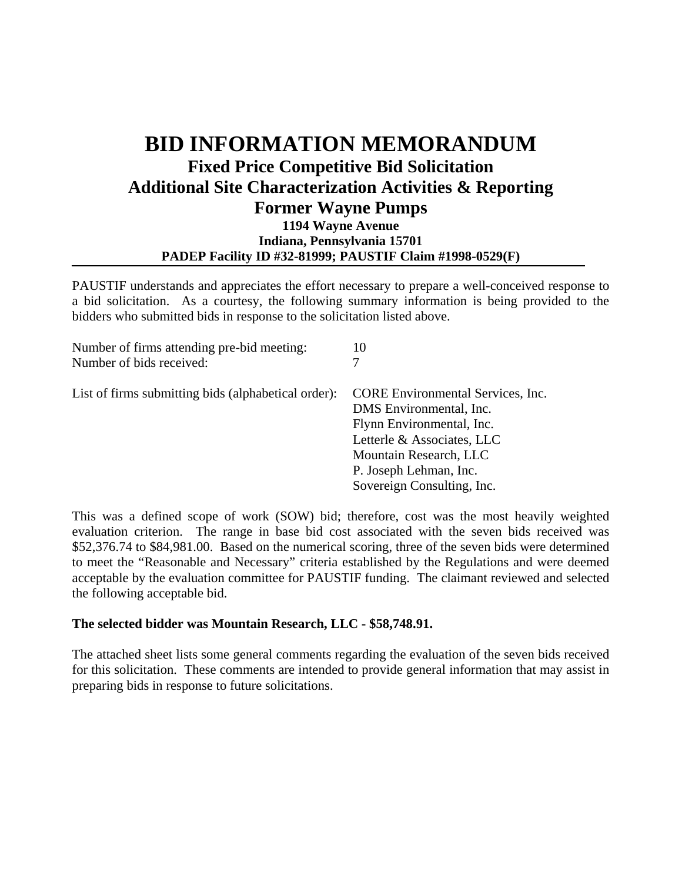# BID INFORMATION MEMORANDUM

## Fixed Price Competitive Bid Solicitation
## Additional Site Characterization Activities & Reporting
## Former Wayne Pumps

**1194 Wayne Avenue**
**Indiana, Pennsylvania 15701**
**PADEP Facility ID #32-81999; PAUSTIF Claim #1998-0529(F)**

---

PAUSTIF understands and appreciates the effort necessary to prepare a well-conceived response to a bid solicitation. As a courtesy, the following summary information is being provided to the bidders who submitted bids in response to the solicitation listed above.

Number of firms attending pre-bid meeting: 10
Number of bids received: 7

List of firms submitting bids (alphabetical order):

- CORE Environmental Services, Inc.
- DMS Environmental, Inc.
- Flynn Environmental, Inc.
- Letterle & Associates, LLC
- Mountain Research, LLC
- P. Joseph Lehman, Inc.
- Sovereign Consulting, Inc.

This was a defined scope of work (SOW) bid; therefore, cost was the most heavily weighted evaluation criterion. The range in base bid cost associated with the seven bids received was $52,376.74 to $84,981.00. Based on the numerical scoring, three of the seven bids were determined to meet the "Reasonable and Necessary" criteria established by the Regulations and were deemed acceptable by the evaluation committee for PAUSTIF funding. The claimant reviewed and selected the following acceptable bid.

**The selected bidder was Mountain Research, LLC - $58,748.91.**

The attached sheet lists some general comments regarding the evaluation of the seven bids received for this solicitation. These comments are intended to provide general information that may assist in preparing bids in response to future solicitations.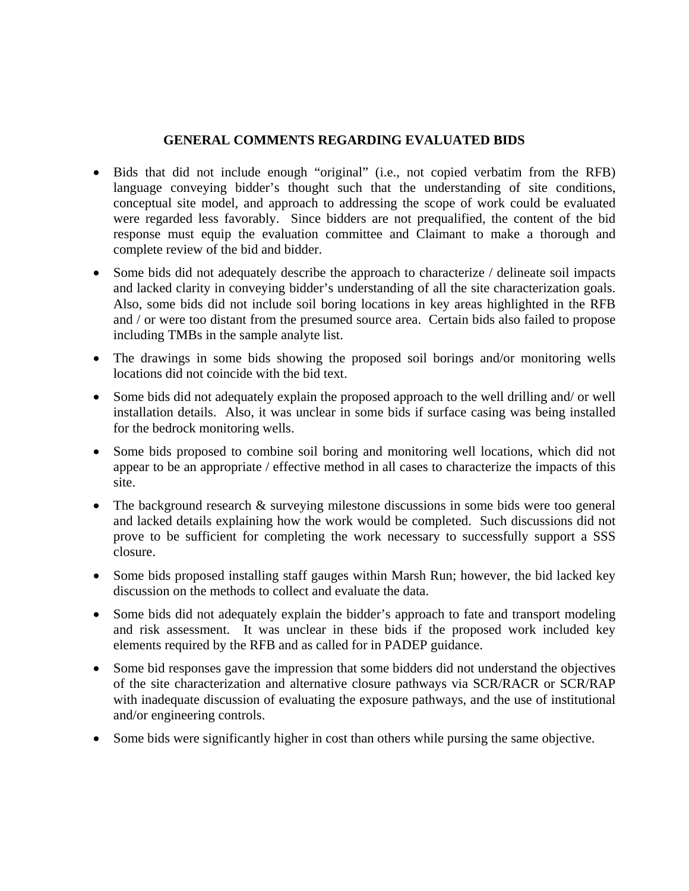## GENERAL COMMENTS REGARDING EVALUATED BIDS

- Bids that did not include enough "original" (i.e., not copied verbatim from the RFB) language conveying bidder's thought such that the understanding of site conditions, conceptual site model, and approach to addressing the scope of work could be evaluated were regarded less favorably. Since bidders are not prequalified, the content of the bid response must equip the evaluation committee and Claimant to make a thorough and complete review of the bid and bidder.
- Some bids did not adequately describe the approach to characterize / delineate soil impacts and lacked clarity in conveying bidder's understanding of all the site characterization goals. Also, some bids did not include soil boring locations in key areas highlighted in the RFB and / or were too distant from the presumed source area. Certain bids also failed to propose including TMBs in the sample analyte list.
- The drawings in some bids showing the proposed soil borings and/or monitoring wells locations did not coincide with the bid text.
- Some bids did not adequately explain the proposed approach to the well drilling and/ or well installation details. Also, it was unclear in some bids if surface casing was being installed for the bedrock monitoring wells.
- Some bids proposed to combine soil boring and monitoring well locations, which did not appear to be an appropriate / effective method in all cases to characterize the impacts of this site.
- The background research & surveying milestone discussions in some bids were too general and lacked details explaining how the work would be completed. Such discussions did not prove to be sufficient for completing the work necessary to successfully support a SSS closure.
- Some bids proposed installing staff gauges within Marsh Run; however, the bid lacked key discussion on the methods to collect and evaluate the data.
- Some bids did not adequately explain the bidder's approach to fate and transport modeling and risk assessment. It was unclear in these bids if the proposed work included key elements required by the RFB and as called for in PADEP guidance.
- Some bid responses gave the impression that some bidders did not understand the objectives of the site characterization and alternative closure pathways via SCR/RACR or SCR/RAP with inadequate discussion of evaluating the exposure pathways, and the use of institutional and/or engineering controls.
- Some bids were significantly higher in cost than others while pursing the same objective.